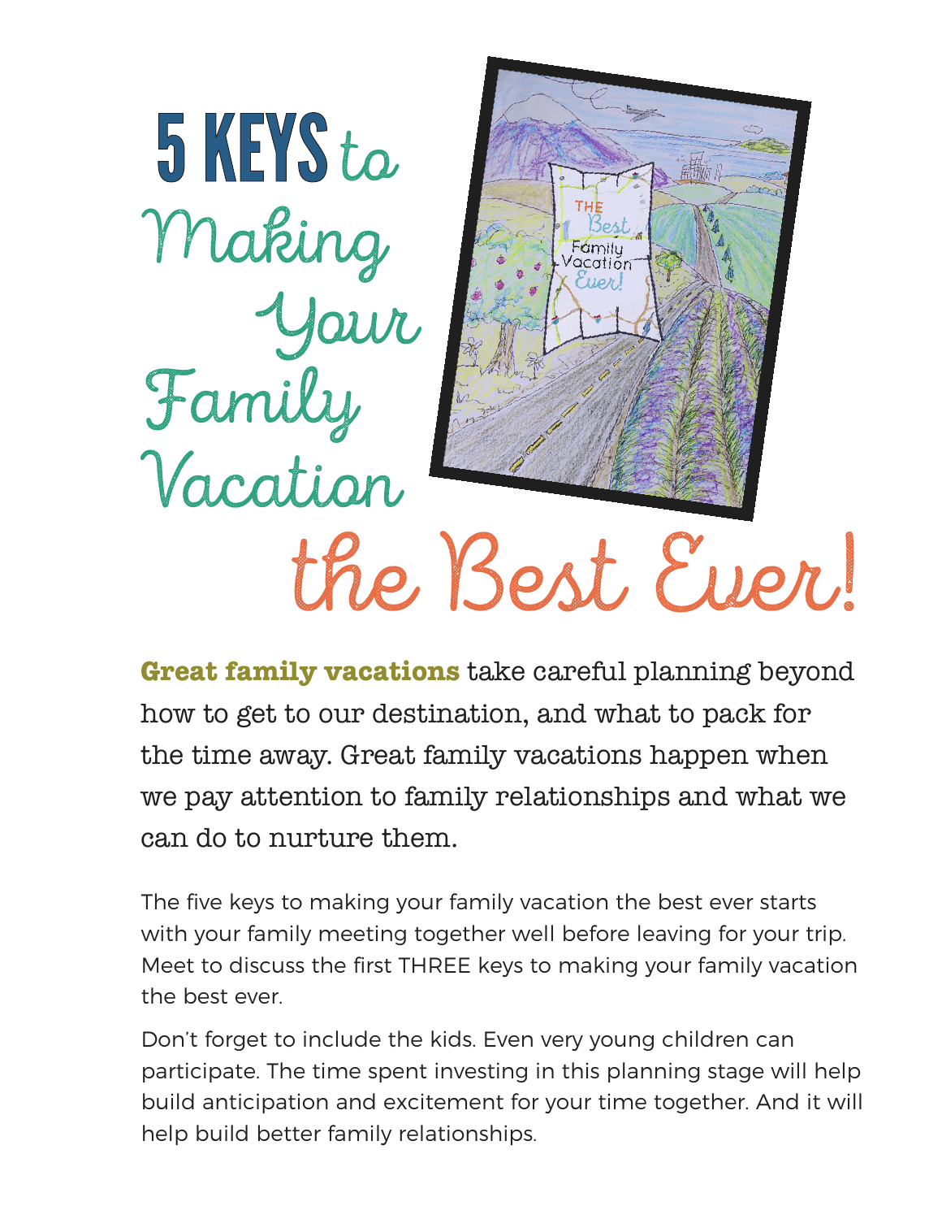# 5 KEYS to Making Your Family Vacation the Best Ever!

**Great family vacations** take careful planning beyond how to get to our destination, and what to pack for the time away. Great family vacations happen when we pay attention to family relationships and what we can do to nurture them.

The five keys to making your family vacation the best ever starts with your family meeting together well before leaving for your trip. Meet to discuss the first THREE keys to making your family vacation the best ever.

Don't forget to include the kids. Even very young children can participate. The time spent investing in this planning stage will help build anticipation and excitement for your time together. And it will help build better family relationships.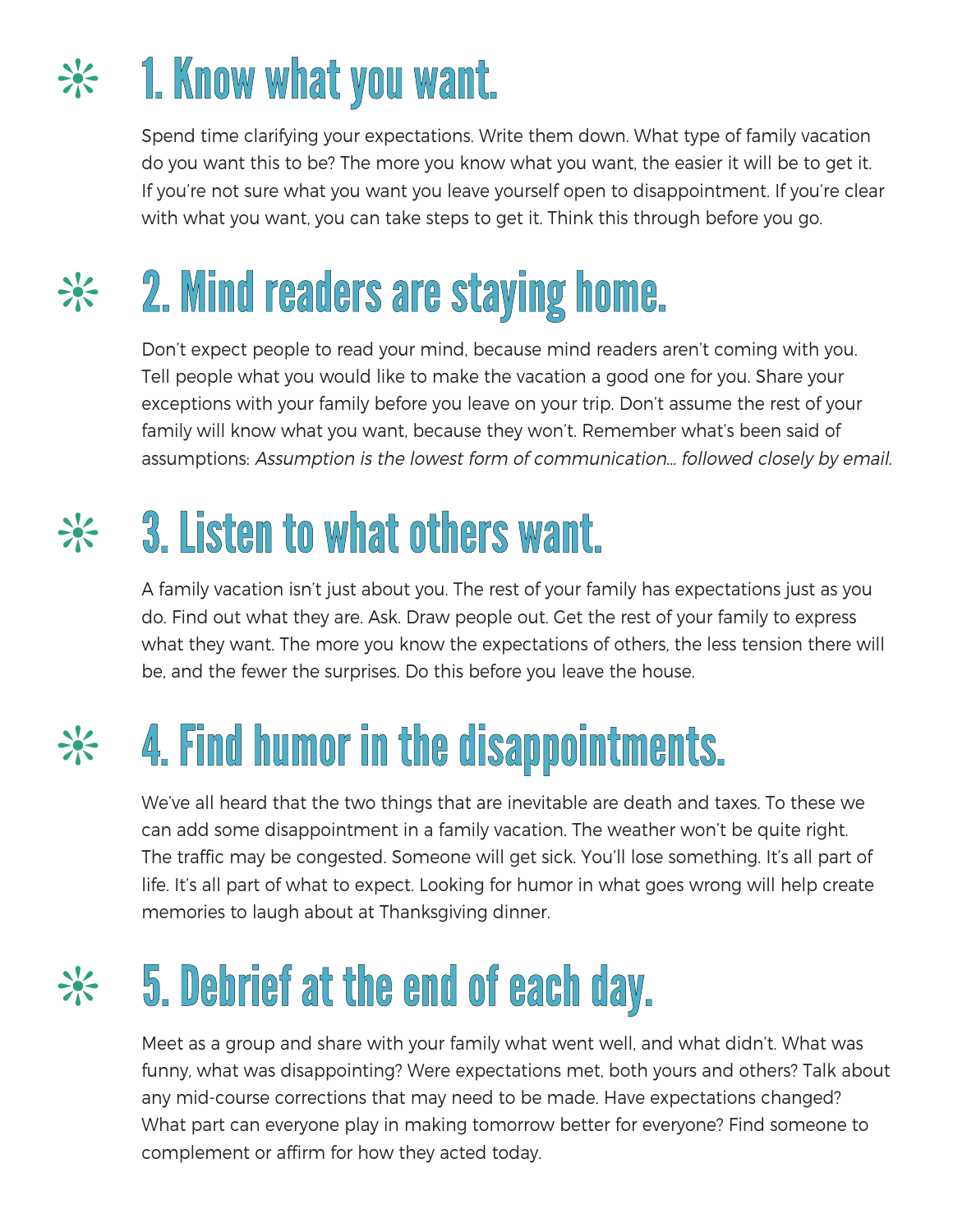## 1. Know what you want.

Spend time clarifying your expectations. Write them down. What type of family vacation do you want this to be? The more you know what you want, the easier it will be to get it. If you're not sure what you want you leave yourself open to disappointment. If you're clear with what you want, you can take steps to get it. Think this through before you go.

## 2. Mind readers are staying home.

Don't expect people to read your mind, because mind readers aren't coming with you. Tell people what you would like to make the vacation a good one for you. Share your exceptions with your family before you leave on your trip. Don't assume the rest of your family will know what you want, because they won't. Remember what's been said of assumptions: *Assumption is the lowest form of communication… followed closely by email.*

## 3. Listen to what others want.

A family vacation isn't just about you. The rest of your family has expectations just as you do. Find out what they are. Ask. Draw people out. Get the rest of your family to express what they want. The more you know the expectations of others, the less tension there will be, and the fewer the surprises. Do this before you leave the house.

## 4. Find humor in the disappointments.

We've all heard that the two things that are inevitable are death and taxes. To these we can add some disappointment in a family vacation. The weather won't be quite right. The traffic may be congested. Someone will get sick. You'll lose something. It's all part of life. It's all part of what to expect. Looking for humor in what goes wrong will help create memories to laugh about at Thanksgiving dinner.

## 5. Debrief at the end of each day.

Meet as a group and share with your family what went well, and what didn't. What was funny, what was disappointing? Were expectations met, both yours and others? Talk about any mid-course corrections that may need to be made. Have expectations changed? What part can everyone play in making tomorrow better for everyone? Find someone to complement or affirm for how they acted today.